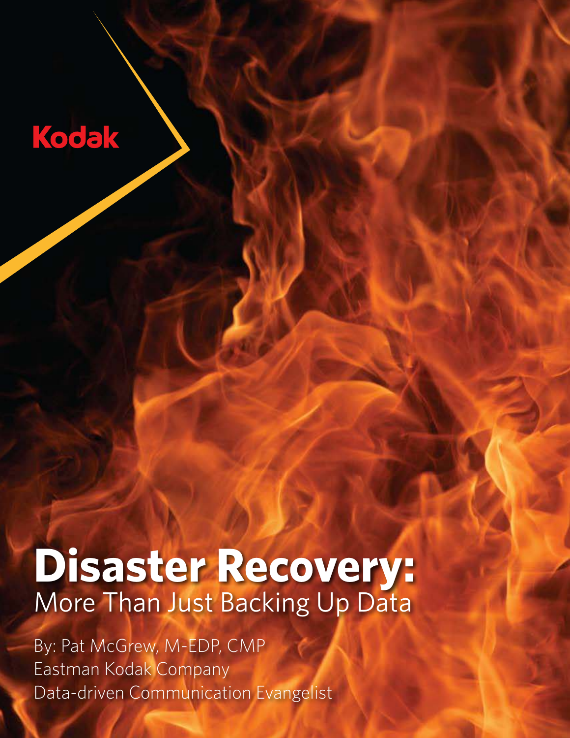Kodak

# Disaster Recovery:

## More Than Just Backing Up Data

By: Pat McGrew, M-EDP, CMP
Eastman Kodak Company
Data-driven Communication Evangelist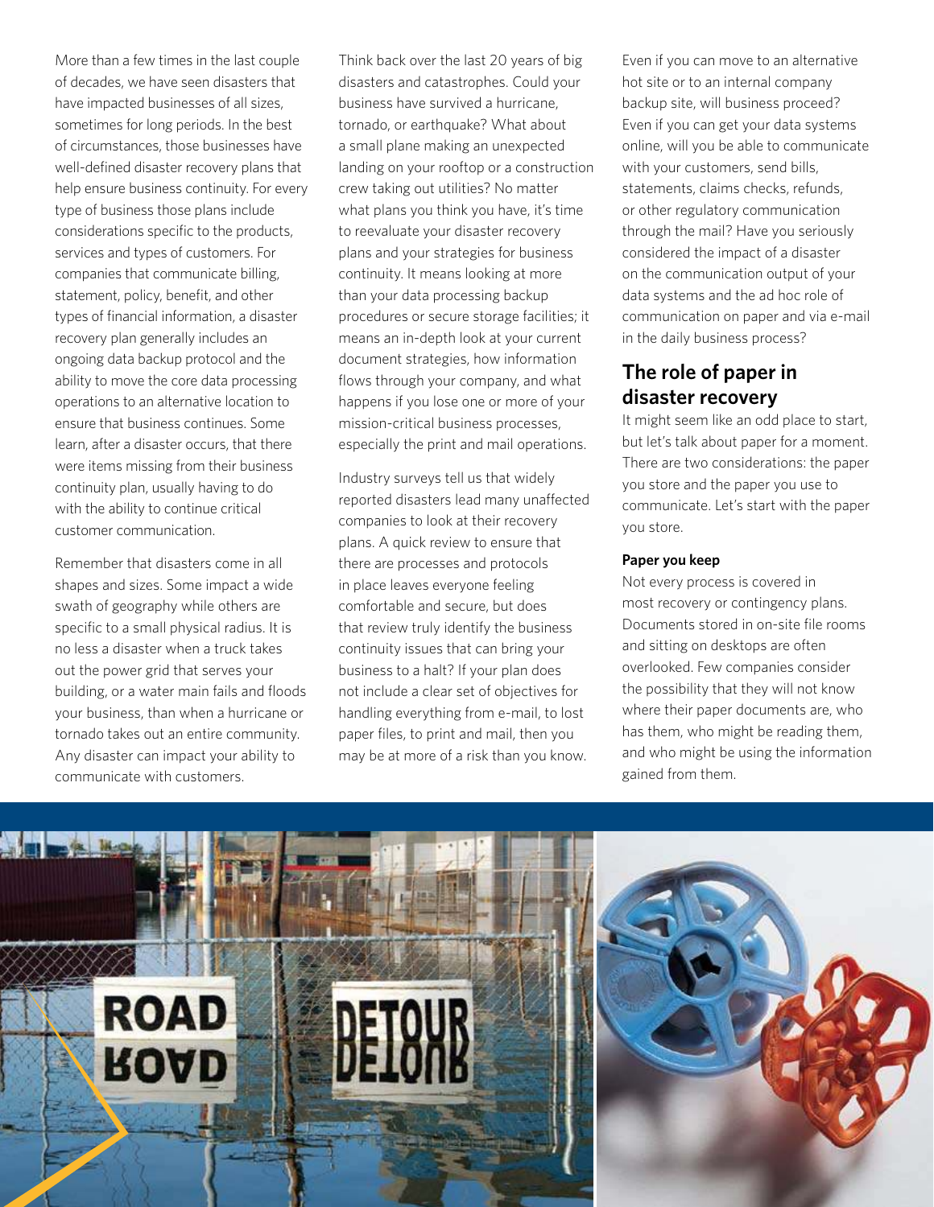More than a few times in the last couple of decades, we have seen disasters that have impacted businesses of all sizes, sometimes for long periods. In the best of circumstances, those businesses have well-defined disaster recovery plans that help ensure business continuity. For every type of business those plans include considerations specific to the products, services and types of customers. For companies that communicate billing, statement, policy, benefit, and other types of financial information, a disaster recovery plan generally includes an ongoing data backup protocol and the ability to move the core data processing operations to an alternative location to ensure that business continues. Some learn, after a disaster occurs, that there were items missing from their business continuity plan, usually having to do with the ability to continue critical customer communication.

Remember that disasters come in all shapes and sizes. Some impact a wide swath of geography while others are specific to a small physical radius. It is no less a disaster when a truck takes out the power grid that serves your building, or a water main fails and floods your business, than when a hurricane or tornado takes out an entire community. Any disaster can impact your ability to communicate with customers.

Think back over the last 20 years of big disasters and catastrophes. Could your business have survived a hurricane, tornado, or earthquake? What about a small plane making an unexpected landing on your rooftop or a construction crew taking out utilities? No matter what plans you think you have, it's time to reevaluate your disaster recovery plans and your strategies for business continuity. It means looking at more than your data processing backup procedures or secure storage facilities; it means an in-depth look at your current document strategies, how information flows through your company, and what happens if you lose one or more of your mission-critical business processes, especially the print and mail operations.

Industry surveys tell us that widely reported disasters lead many unaffected companies to look at their recovery plans. A quick review to ensure that there are processes and protocols in place leaves everyone feeling comfortable and secure, but does that review truly identify the business continuity issues that can bring your business to a halt? If your plan does not include a clear set of objectives for handling everything from e-mail, to lost paper files, to print and mail, then you may be at more of a risk than you know.

Even if you can move to an alternative hot site or to an internal company backup site, will business proceed? Even if you can get your data systems online, will you be able to communicate with your customers, send bills, statements, claims checks, refunds, or other regulatory communication through the mail? Have you seriously considered the impact of a disaster on the communication output of your data systems and the ad hoc role of communication on paper and via e-mail in the daily business process?

## The role of paper in disaster recovery

It might seem like an odd place to start, but let's talk about paper for a moment. There are two considerations: the paper you store and the paper you use to communicate. Let's start with the paper you store.

### Paper you keep

Not every process is covered in most recovery or contingency plans. Documents stored in on-site file rooms and sitting on desktops are often overlooked. Few companies consider the possibility that they will not know where their paper documents are, who has them, who might be reading them, and who might be using the information gained from them.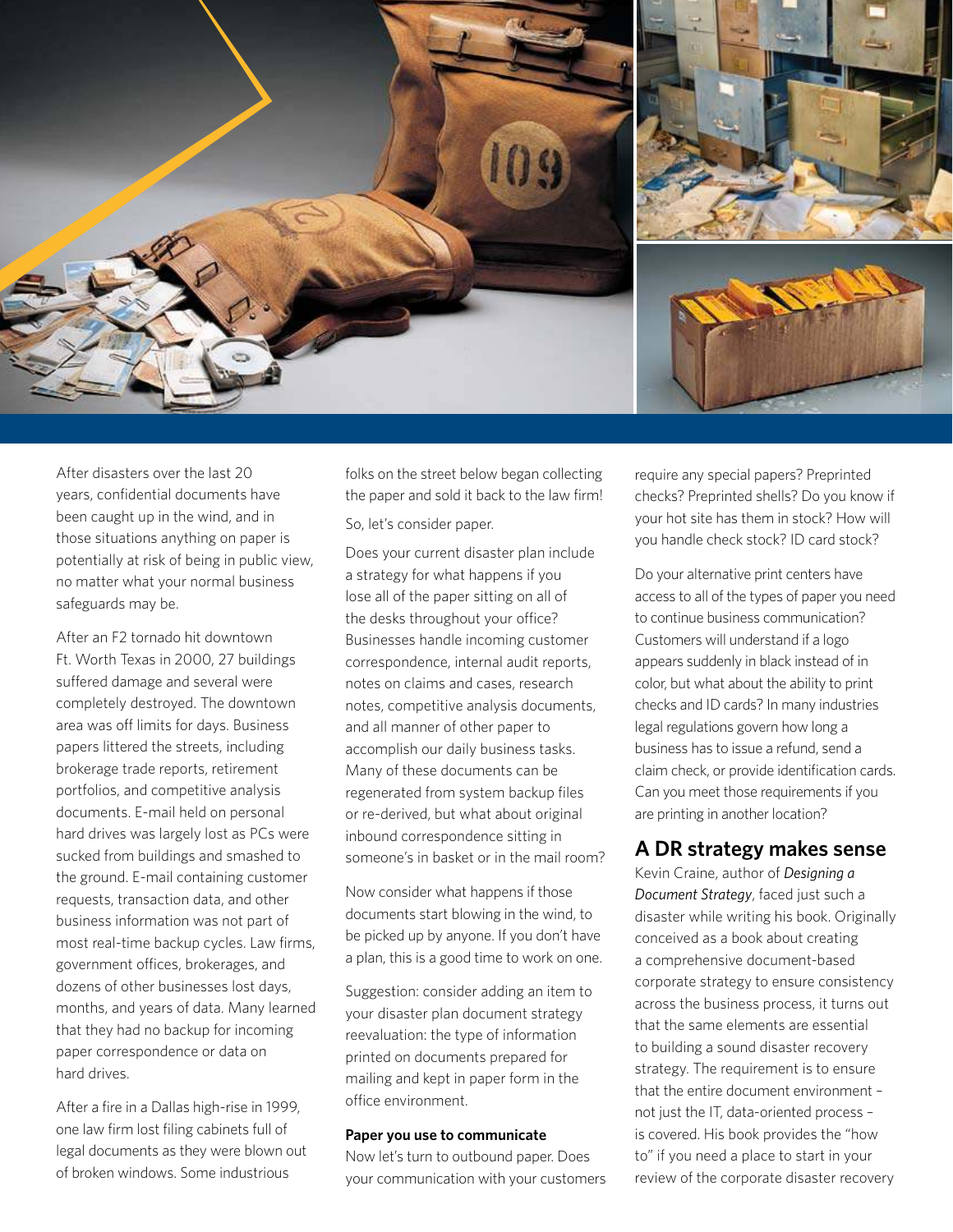After disasters over the last 20 years, confidential documents have been caught up in the wind, and in those situations anything on paper is potentially at risk of being in public view, no matter what your normal business safeguards may be.

After an F2 tornado hit downtown Ft. Worth Texas in 2000, 27 buildings suffered damage and several were completely destroyed. The downtown area was off limits for days. Business papers littered the streets, including brokerage trade reports, retirement portfolios, and competitive analysis documents. E-mail held on personal hard drives was largely lost as PCs were sucked from buildings and smashed to the ground. E-mail containing customer requests, transaction data, and other business information was not part of most real-time backup cycles. Law firms, government offices, brokerages, and dozens of other businesses lost days, months, and years of data. Many learned that they had no backup for incoming paper correspondence or data on hard drives.

After a fire in a Dallas high-rise in 1999, one law firm lost filing cabinets full of legal documents as they were blown out of broken windows. Some industrious folks on the street below began collecting the paper and sold it back to the law firm!

So, let's consider paper.

Does your current disaster plan include a strategy for what happens if you lose all of the paper sitting on all of the desks throughout your office? Businesses handle incoming customer correspondence, internal audit reports, notes on claims and cases, research notes, competitive analysis documents, and all manner of other paper to accomplish our daily business tasks. Many of these documents can be regenerated from system backup files or re-derived, but what about original inbound correspondence sitting in someone's in basket or in the mail room?

Now consider what happens if those documents start blowing in the wind, to be picked up by anyone. If you don't have a plan, this is a good time to work on one.

Suggestion: consider adding an item to your disaster plan document strategy reevaluation: the type of information printed on documents prepared for mailing and kept in paper form in the office environment.

**Paper you use to communicate**

Now let's turn to outbound paper. Does your communication with your customers require any special papers? Preprinted checks? Preprinted shells? Do you know if your hot site has them in stock? How will you handle check stock? ID card stock?

Do your alternative print centers have access to all of the types of paper you need to continue business communication? Customers will understand if a logo appears suddenly in black instead of in color, but what about the ability to print checks and ID cards? In many industries legal regulations govern how long a business has to issue a refund, send a claim check, or provide identification cards. Can you meet those requirements if you are printing in another location?

## A DR strategy makes sense

Kevin Craine, author of *Designing a Document Strategy*, faced just such a disaster while writing his book. Originally conceived as a book about creating a comprehensive document-based corporate strategy to ensure consistency across the business process, it turns out that the same elements are essential to building a sound disaster recovery strategy. The requirement is to ensure that the entire document environment – not just the IT, data-oriented process – is covered. His book provides the "how to" if you need a place to start in your review of the corporate disaster recovery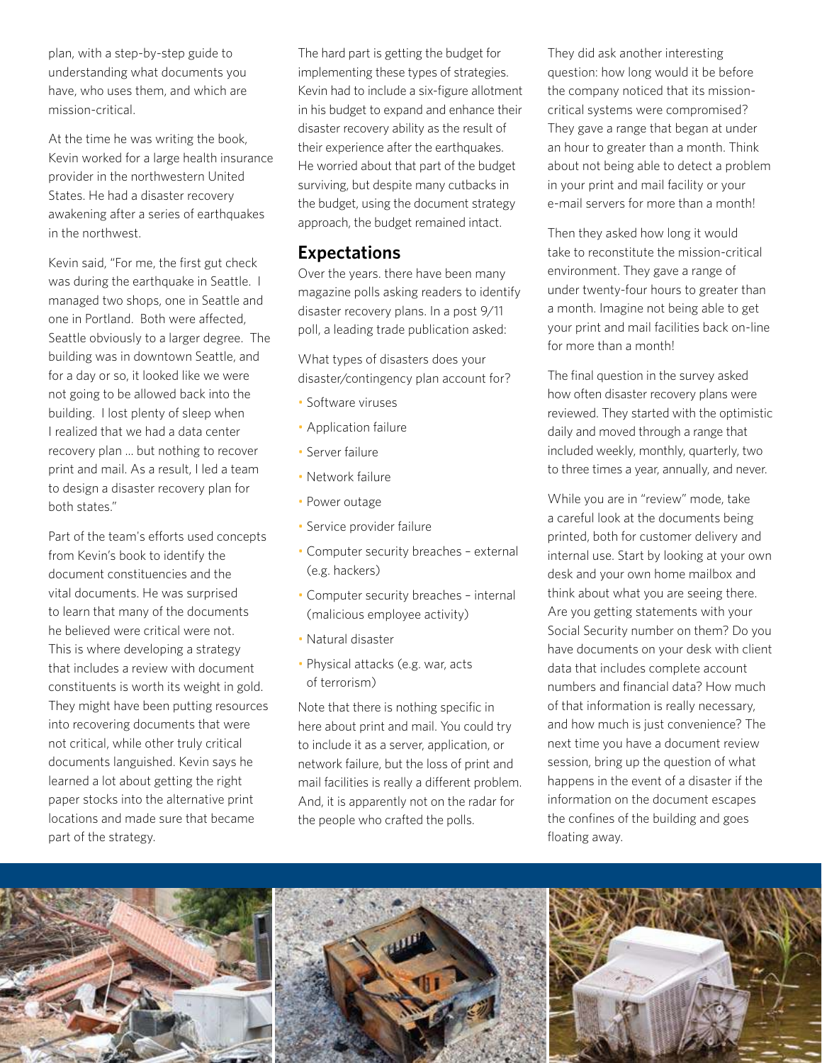plan, with a step-by-step guide to understanding what documents you have, who uses them, and which are mission-critical.

At the time he was writing the book, Kevin worked for a large health insurance provider in the northwestern United States. He had a disaster recovery awakening after a series of earthquakes in the northwest.

Kevin said, "For me, the first gut check was during the earthquake in Seattle. I managed two shops, one in Seattle and one in Portland. Both were affected, Seattle obviously to a larger degree. The building was in downtown Seattle, and for a day or so, it looked like we were not going to be allowed back into the building. I lost plenty of sleep when I realized that we had a data center recovery plan ... but nothing to recover print and mail. As a result, I led a team to design a disaster recovery plan for both states."

Part of the team's efforts used concepts from Kevin's book to identify the document constituencies and the vital documents. He was surprised to learn that many of the documents he believed were critical were not. This is where developing a strategy that includes a review with document constituents is worth its weight in gold. They might have been putting resources into recovering documents that were not critical, while other truly critical documents languished. Kevin says he learned a lot about getting the right paper stocks into the alternative print locations and made sure that became part of the strategy.

The hard part is getting the budget for implementing these types of strategies. Kevin had to include a six-figure allotment in his budget to expand and enhance their disaster recovery ability as the result of their experience after the earthquakes. He worried about that part of the budget surviving, but despite many cutbacks in the budget, using the document strategy approach, the budget remained intact.

## Expectations

Over the years. there have been many magazine polls asking readers to identify disaster recovery plans. In a post 9/11 poll, a leading trade publication asked:

What types of disasters does your disaster/contingency plan account for?

- Software viruses
- Application failure
- Server failure
- Network failure
- Power outage
- Service provider failure
- Computer security breaches – external (e.g. hackers)
- Computer security breaches – internal (malicious employee activity)
- Natural disaster
- Physical attacks (e.g. war, acts of terrorism)

Note that there is nothing specific in here about print and mail. You could try to include it as a server, application, or network failure, but the loss of print and mail facilities is really a different problem. And, it is apparently not on the radar for the people who crafted the polls.

They did ask another interesting question: how long would it be before the company noticed that its mission-critical systems were compromised? They gave a range that began at under an hour to greater than a month. Think about not being able to detect a problem in your print and mail facility or your e-mail servers for more than a month!

Then they asked how long it would take to reconstitute the mission-critical environment. They gave a range of under twenty-four hours to greater than a month. Imagine not being able to get your print and mail facilities back on-line for more than a month!

The final question in the survey asked how often disaster recovery plans were reviewed. They started with the optimistic daily and moved through a range that included weekly, monthly, quarterly, two to three times a year, annually, and never.

While you are in "review" mode, take a careful look at the documents being printed, both for customer delivery and internal use. Start by looking at your own desk and your own home mailbox and think about what you are seeing there. Are you getting statements with your Social Security number on them? Do you have documents on your desk with client data that includes complete account numbers and financial data? How much of that information is really necessary, and how much is just convenience? The next time you have a document review session, bring up the question of what happens in the event of a disaster if the information on the document escapes the confines of the building and goes floating away.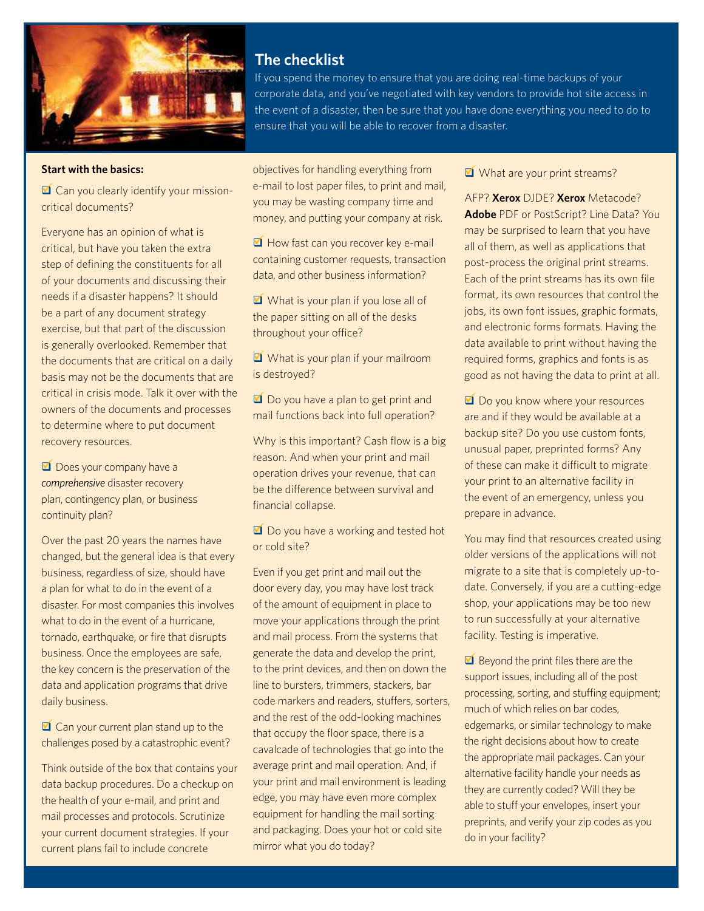## The checklist

If you spend the money to ensure that you are doing real-time backups of your corporate data, and you've negotiated with key vendors to provide hot site access in the event of a disaster, then be sure that you have done everything you need to do to ensure that you will be able to recover from a disaster.

**Start with the basics:**

☑ Can you clearly identify your mission-critical documents?

Everyone has an opinion of what is critical, but have you taken the extra step of defining the constituents for all of your documents and discussing their needs if a disaster happens? It should be a part of any document strategy exercise, but that part of the discussion is generally overlooked. Remember that the documents that are critical on a daily basis may not be the documents that are critical in crisis mode. Talk it over with the owners of the documents and processes to determine where to put document recovery resources.

☑ Does your company have a *comprehensive* disaster recovery plan, contingency plan, or business continuity plan?

Over the past 20 years the names have changed, but the general idea is that every business, regardless of size, should have a plan for what to do in the event of a disaster. For most companies this involves what to do in the event of a hurricane, tornado, earthquake, or fire that disrupts business. Once the employees are safe, the key concern is the preservation of the data and application programs that drive daily business.

☑ Can your current plan stand up to the challenges posed by a catastrophic event?

Think outside of the box that contains your data backup procedures. Do a checkup on the health of your e-mail, and print and mail processes and protocols. Scrutinize your current document strategies. If your current plans fail to include concrete objectives for handling everything from e-mail to lost paper files, to print and mail, you may be wasting company time and money, and putting your company at risk.

☑ How fast can you recover key e-mail containing customer requests, transaction data, and other business information?

☑ What is your plan if you lose all of the paper sitting on all of the desks throughout your office?

☑ What is your plan if your mailroom is destroyed?

☑ Do you have a plan to get print and mail functions back into full operation?

Why is this important? Cash flow is a big reason. And when your print and mail operation drives your revenue, that can be the difference between survival and financial collapse.

☑ Do you have a working and tested hot or cold site?

Even if you get print and mail out the door every day, you may have lost track of the amount of equipment in place to move your applications through the print and mail process. From the systems that generate the data and develop the print, to the print devices, and then on down the line to bursters, trimmers, stackers, bar code markers and readers, stuffers, sorters, and the rest of the odd-looking machines that occupy the floor space, there is a cavalcade of technologies that go into the average print and mail operation. And, if your print and mail environment is leading edge, you may have even more complex equipment for handling the mail sorting and packaging. Does your hot or cold site mirror what you do today?

☑ What are your print streams?

AFP? **Xerox** DJDE? **Xerox** Metacode? **Adobe** PDF or PostScript? Line Data? You may be surprised to learn that you have all of them, as well as applications that post-process the original print streams. Each of the print streams has its own file format, its own resources that control the jobs, its own font issues, graphic formats, and electronic forms formats. Having the data available to print without having the required forms, graphics and fonts is as good as not having the data to print at all.

☑ Do you know where your resources are and if they would be available at a backup site? Do you use custom fonts, unusual paper, preprinted forms? Any of these can make it difficult to migrate your print to an alternative facility in the event of an emergency, unless you prepare in advance.

You may find that resources created using older versions of the applications will not migrate to a site that is completely up-to-date. Conversely, if you are a cutting-edge shop, your applications may be too new to run successfully at your alternative facility. Testing is imperative.

☑ Beyond the print files there are the support issues, including all of the post processing, sorting, and stuffing equipment; much of which relies on bar codes, edgemarks, or similar technology to make the right decisions about how to create the appropriate mail packages. Can your alternative facility handle your needs as they are currently coded? Will they be able to stuff your envelopes, insert your preprints, and verify your zip codes as you do in your facility?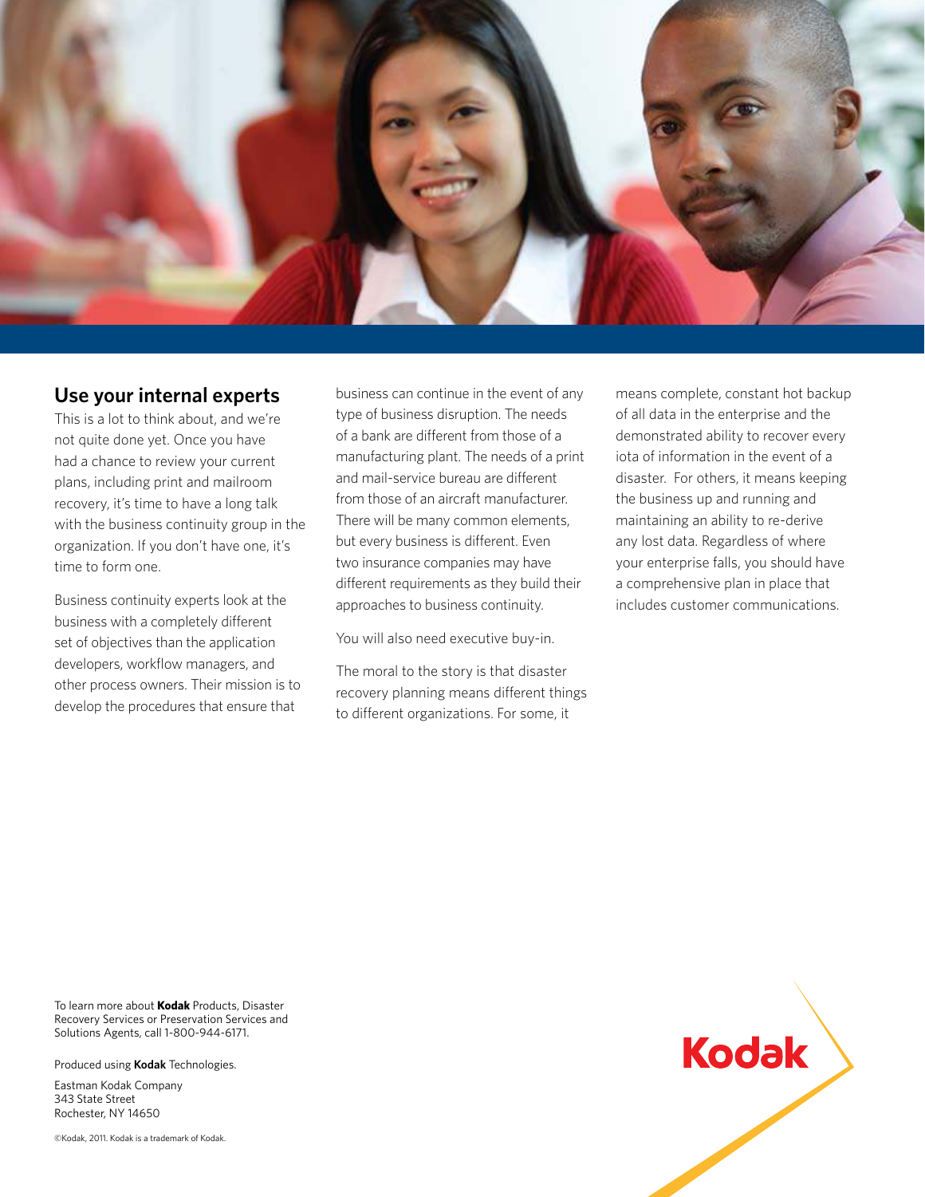## Use your internal experts

This is a lot to think about, and we're not quite done yet. Once you have had a chance to review your current plans, including print and mailroom recovery, it's time to have a long talk with the business continuity group in the organization. If you don't have one, it's time to form one.

Business continuity experts look at the business with a completely different set of objectives than the application developers, workflow managers, and other process owners. Their mission is to develop the procedures that ensure that business can continue in the event of any type of business disruption. The needs of a bank are different from those of a manufacturing plant. The needs of a print and mail-service bureau are different from those of an aircraft manufacturer. There will be many common elements, but every business is different. Even two insurance companies may have different requirements as they build their approaches to business continuity.

You will also need executive buy-in.

The moral to the story is that disaster recovery planning means different things to different organizations. For some, it means complete, constant hot backup of all data in the enterprise and the demonstrated ability to recover every iota of information in the event of a disaster. For others, it means keeping the business up and running and maintaining an ability to re-derive any lost data. Regardless of where your enterprise falls, you should have a comprehensive plan in place that includes customer communications.

To learn more about **Kodak** Products, Disaster Recovery Services or Preservation Services and Solutions Agents, call 1-800-944-6171.

Produced using **Kodak** Technologies.

Eastman Kodak Company
343 State Street
Rochester, NY 14650

©Kodak, 2011. Kodak is a trademark of Kodak.

Kodak